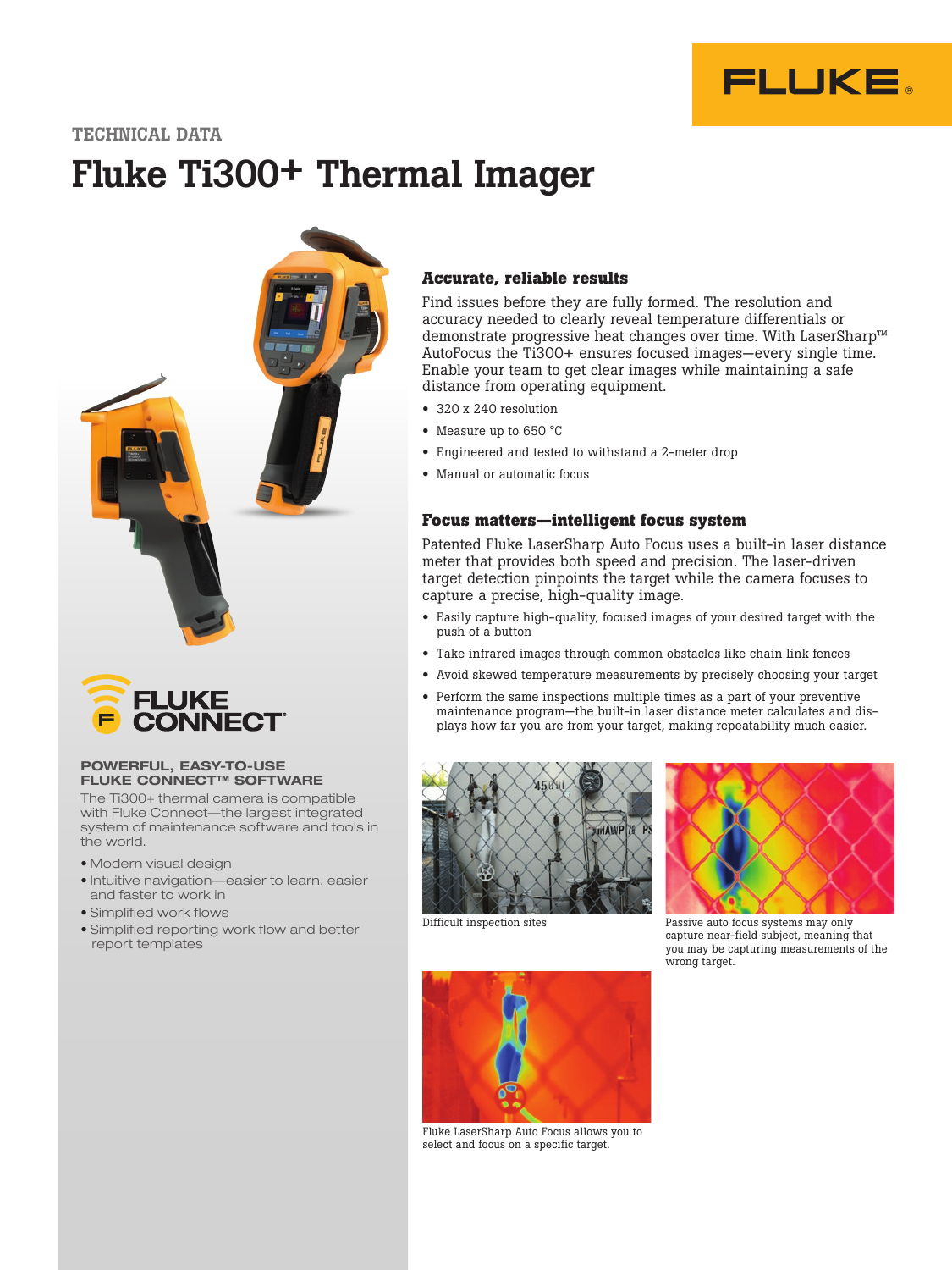TECHNICAL DATA

# Fluke Ti300+ Thermal Imager

## Accurate, reliable results

Find issues before they are fully formed. The resolution and accuracy needed to clearly reveal temperature differentials or demonstrate progressive heat changes over time. With LaserSharp™ AutoFocus the Ti300+ ensures focused images—every single time. Enable your team to get clear images while maintaining a safe distance from operating equipment.

- 320 x 240 resolution
- Measure up to 650 °C
- Engineered and tested to withstand a 2-meter drop
- Manual or automatic focus

## Focus matters—intelligent focus system

Patented Fluke LaserSharp Auto Focus uses a built-in laser distance meter that provides both speed and precision. The laser-driven target detection pinpoints the target while the camera focuses to capture a precise, high-quality image.

- Easily capture high-quality, focused images of your desired target with the push of a button
- Take infrared images through common obstacles like chain link fences
- Avoid skewed temperature measurements by precisely choosing your target
- Perform the same inspections multiple times as a part of your preventive maintenance program—the built-in laser distance meter calculates and displays how far you are from your target, making repeatability much easier.

Difficult inspection sites

Passive auto focus systems may only capture near-field subject, meaning that you may be capturing measurements of the wrong target.

Fluke LaserSharp Auto Focus allows you to select and focus on a specific target.

FLUKE CONNECT®

### POWERFUL, EASY-TO-USE FLUKE CONNECT™ SOFTWARE

The Ti300+ thermal camera is compatible with Fluke Connect—the largest integrated system of maintenance software and tools in the world.

- Modern visual design
- Intuitive navigation—easier to learn, easier and faster to work in
- Simplified work flows
- Simplified reporting work flow and better report templates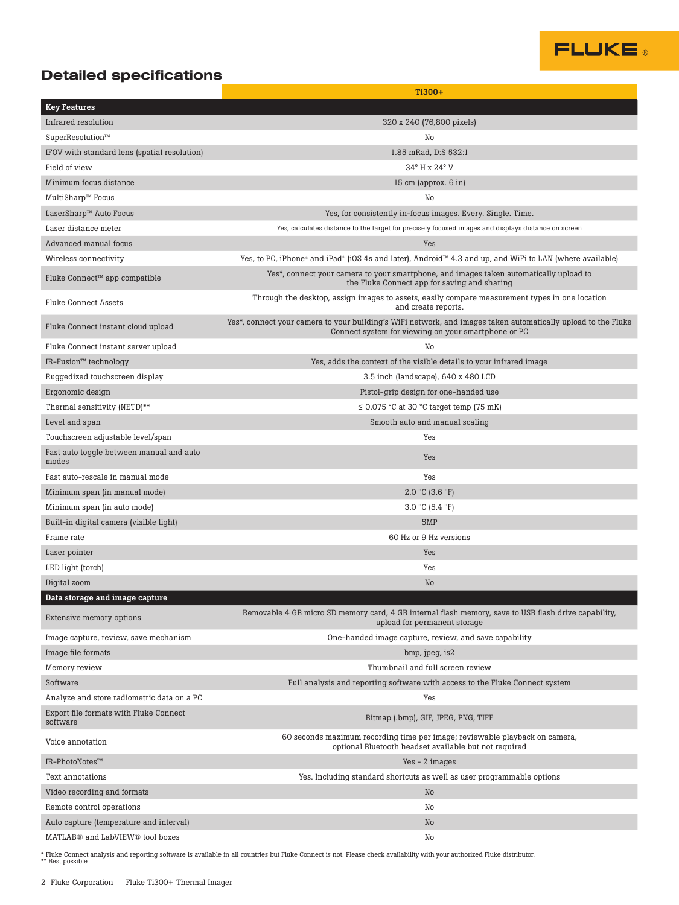## Detailed specifications

| | Ti300+ |
|---|---|
| **Key Features** | |
| Infrared resolution | 320 x 240 (76,800 pixels) |
| SuperResolution™ | No |
| IFOV with standard lens (spatial resolution) | 1.85 mRad, D:S 532:1 |
| Field of view | 34° H x 24° V |
| Minimum focus distance | 15 cm (approx. 6 in) |
| MultiSharp™ Focus | No |
| LaserSharp™ Auto Focus | Yes, for consistently in-focus images. Every. Single. Time. |
| Laser distance meter | Yes, calculates distance to the target for precisely focused images and displays distance on screen |
| Advanced manual focus | Yes |
| Wireless connectivity | Yes, to PC, iPhone® and iPad® (iOS 4s and later), Android™ 4.3 and up, and WiFi to LAN (where available) |
| Fluke Connect™ app compatible | Yes*, connect your camera to your smartphone, and images taken automatically upload to the Fluke Connect app for saving and sharing |
| Fluke Connect Assets | Through the desktop, assign images to assets, easily compare measurement types in one location and create reports. |
| Fluke Connect instant cloud upload | Yes*, connect your camera to your building's WiFi network, and images taken automatically upload to the Fluke Connect system for viewing on your smartphone or PC |
| Fluke Connect instant server upload | No |
| IR-Fusion™ technology | Yes, adds the context of the visible details to your infrared image |
| Ruggedized touchscreen display | 3.5 inch (landscape), 640 x 480 LCD |
| Ergonomic design | Pistol-grip design for one-handed use |
| Thermal sensitivity (NETD)** | ≤ 0.075 °C at 30 °C target temp (75 mK) |
| Level and span | Smooth auto and manual scaling |
| Touchscreen adjustable level/span | Yes |
| Fast auto toggle between manual and auto modes | Yes |
| Fast auto-rescale in manual mode | Yes |
| Minimum span (in manual mode) | 2.0 °C (3.6 °F) |
| Minimum span (in auto mode) | 3.0 °C (5.4 °F) |
| Built-in digital camera (visible light) | 5MP |
| Frame rate | 60 Hz or 9 Hz versions |
| Laser pointer | Yes |
| LED light (torch) | Yes |
| Digital zoom | No |
| **Data storage and image capture** | |
| Extensive memory options | Removable 4 GB micro SD memory card, 4 GB internal flash memory, save to USB flash drive capability, upload for permanent storage |
| Image capture, review, save mechanism | One-handed image capture, review, and save capability |
| Image file formats | bmp, jpeg, is2 |
| Memory review | Thumbnail and full screen review |
| Software | Full analysis and reporting software with access to the Fluke Connect system |
| Analyze and store radiometric data on a PC | Yes |
| Export file formats with Fluke Connect software | Bitmap (.bmp), GIF, JPEG, PNG, TIFF |
| Voice annotation | 60 seconds maximum recording time per image; reviewable playback on camera, optional Bluetooth headset available but not required |
| IR-PhotoNotes™ | Yes - 2 images |
| Text annotations | Yes. Including standard shortcuts as well as user programmable options |
| Video recording and formats | No |
| Remote control operations | No |
| Auto capture (temperature and interval) | No |
| MATLAB® and LabVIEW® tool boxes | No |

* Fluke Connect analysis and reporting software is available in all countries but Fluke Connect is not. Please check availability with your authorized Fluke distributor.
** Best possible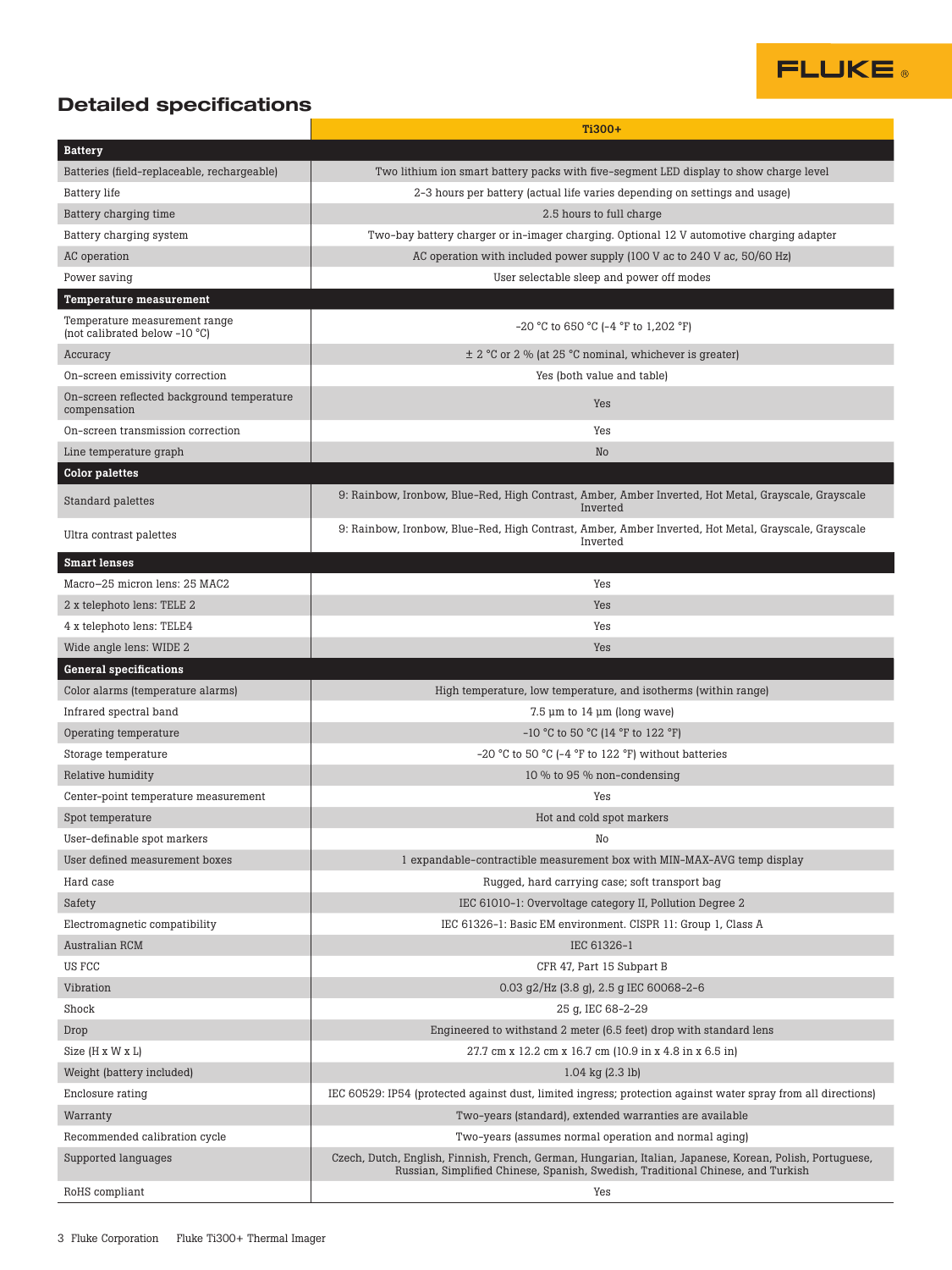## Detailed specifications

| | Ti300+ |
|---|---|
| **Battery** | |
| Batteries (field-replaceable, rechargeable) | Two lithium ion smart battery packs with five-segment LED display to show charge level |
| Battery life | 2-3 hours per battery (actual life varies depending on settings and usage) |
| Battery charging time | 2.5 hours to full charge |
| Battery charging system | Two-bay battery charger or in-imager charging. Optional 12 V automotive charging adapter |
| AC operation | AC operation with included power supply (100 V ac to 240 V ac, 50/60 Hz) |
| Power saving | User selectable sleep and power off modes |
| **Temperature measurement** | |
| Temperature measurement range (not calibrated below -10 °C) | -20 °C to 650 °C (-4 °F to 1,202 °F) |
| Accuracy | ± 2 °C or 2 % (at 25 °C nominal, whichever is greater) |
| On-screen emissivity correction | Yes (both value and table) |
| On-screen reflected background temperature compensation | Yes |
| On-screen transmission correction | Yes |
| Line temperature graph | No |
| **Color palettes** | |
| Standard palettes | 9: Rainbow, Ironbow, Blue-Red, High Contrast, Amber, Amber Inverted, Hot Metal, Grayscale, Grayscale Inverted |
| Ultra contrast palettes | 9: Rainbow, Ironbow, Blue-Red, High Contrast, Amber, Amber Inverted, Hot Metal, Grayscale, Grayscale Inverted |
| **Smart lenses** | |
| Macro–25 micron lens: 25 MAC2 | Yes |
| 2 x telephoto lens: TELE 2 | Yes |
| 4 x telephoto lens: TELE4 | Yes |
| Wide angle lens: WIDE 2 | Yes |
| **General specifications** | |
| Color alarms (temperature alarms) | High temperature, low temperature, and isotherms (within range) |
| Infrared spectral band | 7.5 μm to 14 μm (long wave) |
| Operating temperature | -10 °C to 50 °C (14 °F to 122 °F) |
| Storage temperature | -20 °C to 50 °C (-4 °F to 122 °F) without batteries |
| Relative humidity | 10 % to 95 % non-condensing |
| Center-point temperature measurement | Yes |
| Spot temperature | Hot and cold spot markers |
| User-definable spot markers | No |
| User defined measurement boxes | 1 expandable-contractible measurement box with MIN-MAX-AVG temp display |
| Hard case | Rugged, hard carrying case; soft transport bag |
| Safety | IEC 61010-1: Overvoltage category II, Pollution Degree 2 |
| Electromagnetic compatibility | IEC 61326-1: Basic EM environment. CISPR 11: Group 1, Class A |
| Australian RCM | IEC 61326-1 |
| US FCC | CFR 47, Part 15 Subpart B |
| Vibration | 0.03 g2/Hz (3.8 g), 2.5 g IEC 60068-2-6 |
| Shock | 25 g, IEC 68-2-29 |
| Drop | Engineered to withstand 2 meter (6.5 feet) drop with standard lens |
| Size (H x W x L) | 27.7 cm x 12.2 cm x 16.7 cm (10.9 in x 4.8 in x 6.5 in) |
| Weight (battery included) | 1.04 kg (2.3 lb) |
| Enclosure rating | IEC 60529: IP54 (protected against dust, limited ingress; protection against water spray from all directions) |
| Warranty | Two-years (standard), extended warranties are available |
| Recommended calibration cycle | Two-years (assumes normal operation and normal aging) |
| Supported languages | Czech, Dutch, English, Finnish, French, German, Hungarian, Italian, Japanese, Korean, Polish, Portuguese, Russian, Simplified Chinese, Spanish, Swedish, Traditional Chinese, and Turkish |
| RoHS compliant | Yes |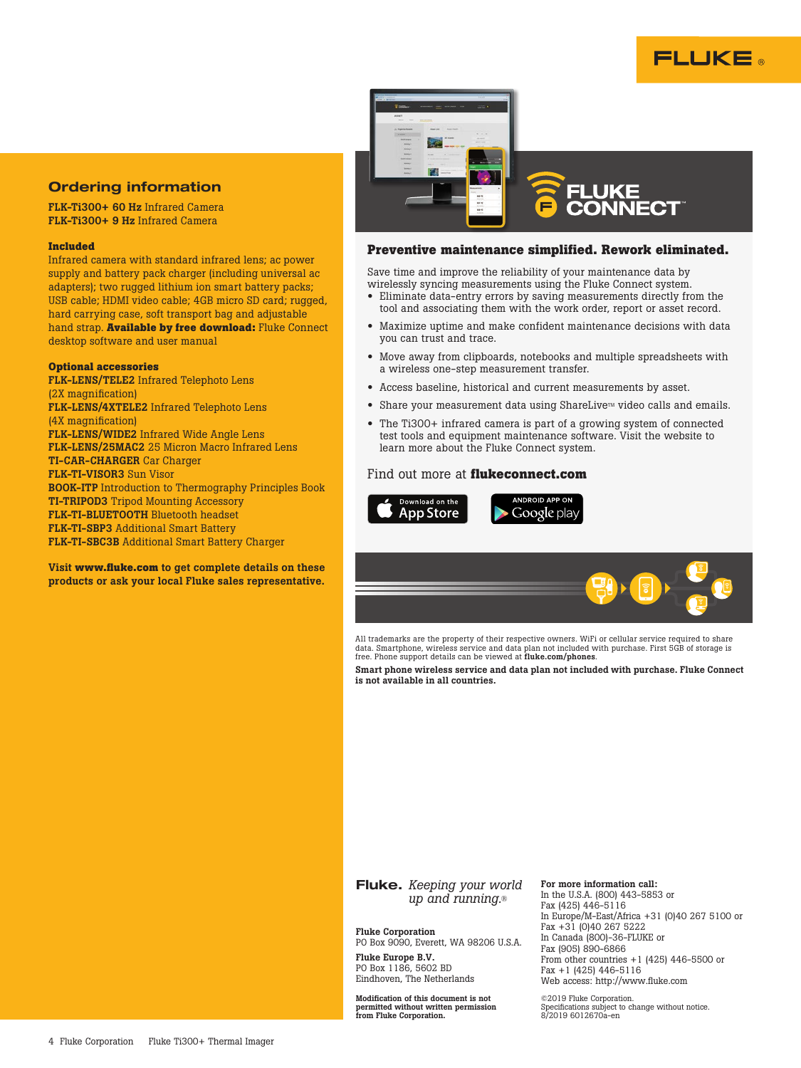## Ordering information

**FLK-Ti300+ 60 Hz** Infrared Camera
**FLK-Ti300+ 9 Hz** Infrared Camera

**Included**

Infrared camera with standard infrared lens; ac power supply and battery pack charger (including universal ac adapters); two rugged lithium ion smart battery packs; USB cable; HDMI video cable; 4GB micro SD card; rugged, hard carrying case, soft transport bag and adjustable hand strap. **Available by free download:** Fluke Connect desktop software and user manual

**Optional accessories**

**FLK-LENS/TELE2** Infrared Telephoto Lens (2X magnification)
**FLK-LENS/4XTELE2** Infrared Telephoto Lens (4X magnification)
**FLK-LENS/WIDE2** Infrared Wide Angle Lens
**FLK-LENS/25MAC2** 25 Micron Macro Infrared Lens
**TI-CAR-CHARGER** Car Charger
**FLK-TI-VISOR3** Sun Visor
**BOOK-ITP** Introduction to Thermography Principles Book
**TI-TRIPOD3** Tripod Mounting Accessory
**FLK-TI-BLUETOOTH** Bluetooth headset
**FLK-TI-SBP3** Additional Smart Battery
**FLK-TI-SBC3B** Additional Smart Battery Charger

**Visit www.fluke.com to get complete details on these products or ask your local Fluke sales representative.**

FLUKE CONNECT™

## Preventive maintenance simplified. Rework eliminated.

Save time and improve the reliability of your maintenance data by wirelessly syncing measurements using the Fluke Connect system.

- Eliminate data-entry errors by saving measurements directly from the tool and associating them with the work order, report or asset record.
- Maximize uptime and make confident maintenance decisions with data you can trust and trace.
- Move away from clipboards, notebooks and multiple spreadsheets with a wireless one-step measurement transfer.
- Access baseline, historical and current measurements by asset.
- Share your measurement data using ShareLive™ video calls and emails.
- The Ti300+ infrared camera is part of a growing system of connected test tools and equipment maintenance software. Visit the website to learn more about the Fluke Connect system.

Find out more at **flukeconnect.com**

Download on the App Store

ANDROID APP ON Google play

All trademarks are the property of their respective owners. WiFi or cellular service required to share data. Smartphone, wireless service and data plan not included with purchase. First 5GB of storage is free. Phone support details can be viewed at **fluke.com/phones**.

**Smart phone wireless service and data plan not included with purchase. Fluke Connect is not available in all countries.**

**Fluke.** *Keeping your world up and running.®*

**Fluke Corporation**
PO Box 9090, Everett, WA 98206 U.S.A.

**Fluke Europe B.V.**
PO Box 1186, 5602 BD
Eindhoven, The Netherlands

**For more information call:**
In the U.S.A. (800) 443-5853 or
Fax (425) 446-5116
In Europe/M-East/Africa +31 (0)40 267 5100 or
Fax +31 (0)40 267 5222
In Canada (800)-36-FLUKE or
Fax (905) 890-6866
From other countries +1 (425) 446-5500 or
Fax +1 (425) 446-5116
Web access: http://www.fluke.com

©2019 Fluke Corporation.
Specifications subject to change without notice.
8/2019 6012670a-en

**Modification of this document is not permitted without written permission from Fluke Corporation.**